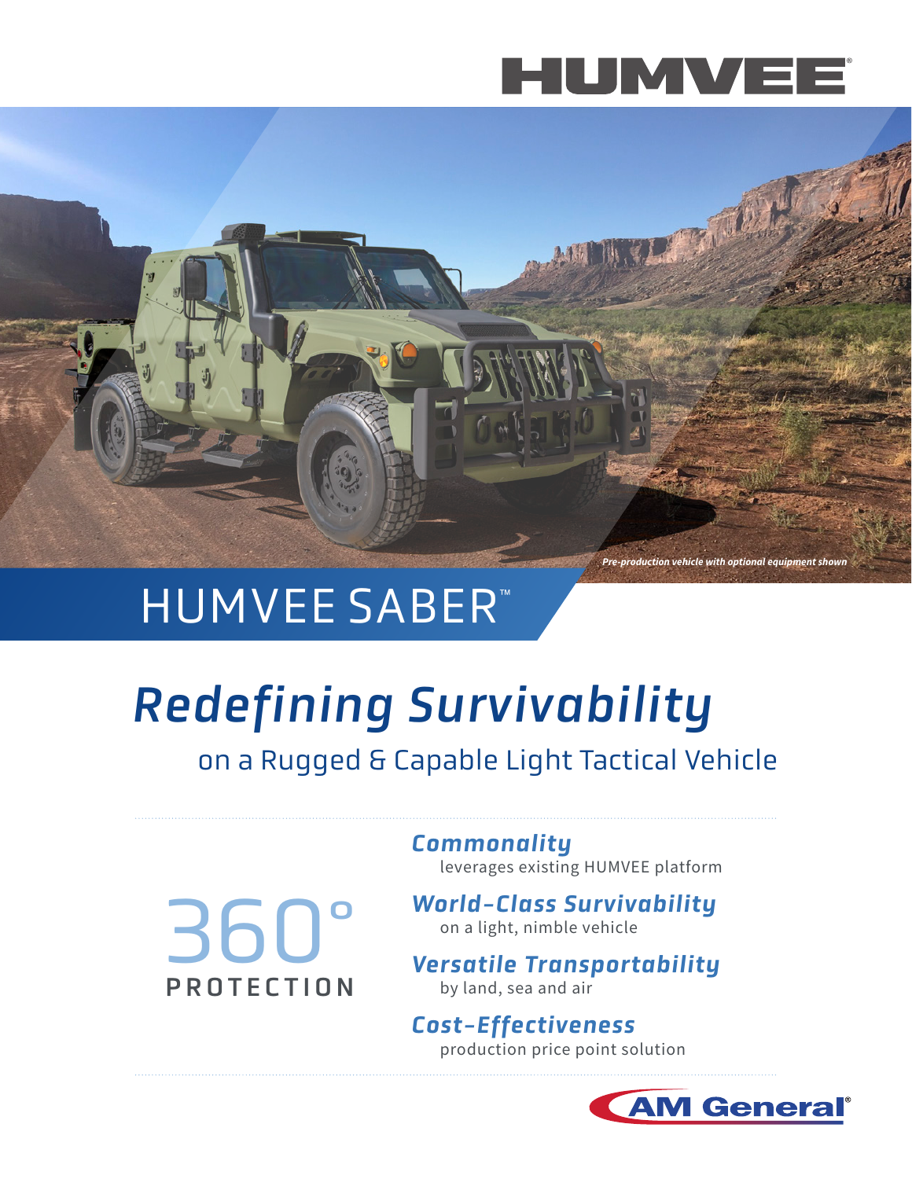# HUMVEE®

*Pre-production vehicle with optional equipment shown*

## HUMVEE SABER™

# *Redefining Survivability*

## on a Rugged & Capable Light Tactical Vehicle

**360°**
**PROTECTION**

***Commonality***
leverages existing HUMVEE platform

***World-Class Survivability***
on a light, nimble vehicle

***Versatile Transportability***
by land, sea and air

***Cost-Effectiveness***
production price point solution

AM General®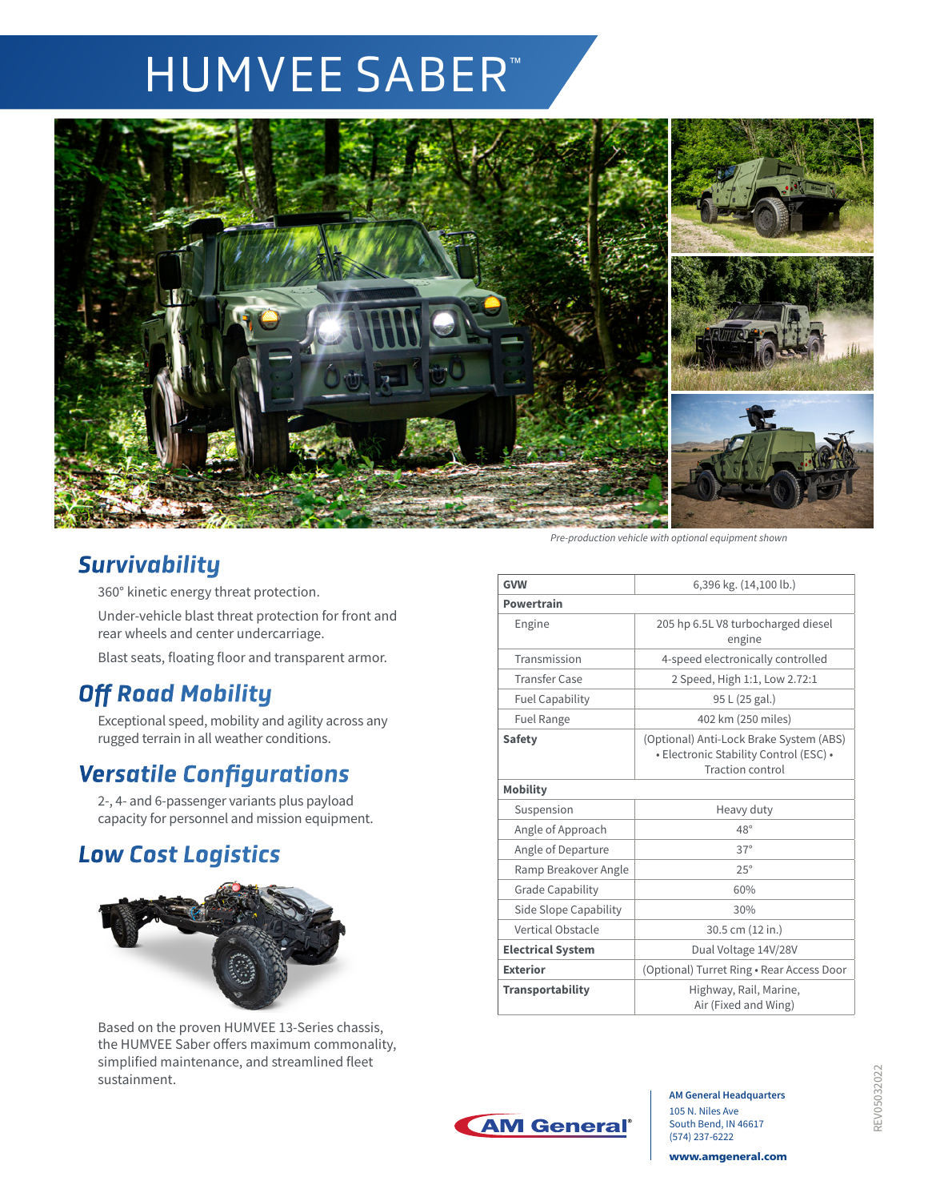# HUMVEE SABER™

*Pre-production vehicle with optional equipment shown*

## Survivability

360° kinetic energy threat protection.

Under-vehicle blast threat protection for front and rear wheels and center undercarriage.

Blast seats, floating floor and transparent armor.

## Off Road Mobility

Exceptional speed, mobility and agility across any rugged terrain in all weather conditions.

## Versatile Configurations

2-, 4- and 6-passenger variants plus payload capacity for personnel and mission equipment.

## Low Cost Logistics

Based on the proven HUMVEE 13-Series chassis, the HUMVEE Saber offers maximum commonality, simplified maintenance, and streamlined fleet sustainment.

| | |
|---|---|
| **GVW** | 6,396 kg. (14,100 lb.) |
| **Powertrain** | |
| Engine | 205 hp 6.5L V8 turbocharged diesel engine |
| Transmission | 4-speed electronically controlled |
| Transfer Case | 2 Speed, High 1:1, Low 2.72:1 |
| Fuel Capability | 95 L (25 gal.) |
| Fuel Range | 402 km (250 miles) |
| **Safety** | (Optional) Anti-Lock Brake System (ABS) • Electronic Stability Control (ESC) • Traction control |
| **Mobility** | |
| Suspension | Heavy duty |
| Angle of Approach | 48° |
| Angle of Departure | 37° |
| Ramp Breakover Angle | 25° |
| Grade Capability | 60% |
| Side Slope Capability | 30% |
| Vertical Obstacle | 30.5 cm (12 in.) |
| **Electrical System** | Dual Voltage 14V/28V |
| **Exterior** | (Optional) Turret Ring • Rear Access Door |
| **Transportability** | Highway, Rail, Marine, Air (Fixed and Wing) |

AM General®

**AM General Headquarters**
105 N. Niles Ave
South Bend, IN 46617
(574) 237-6222

**www.amgeneral.com**

REV05032022